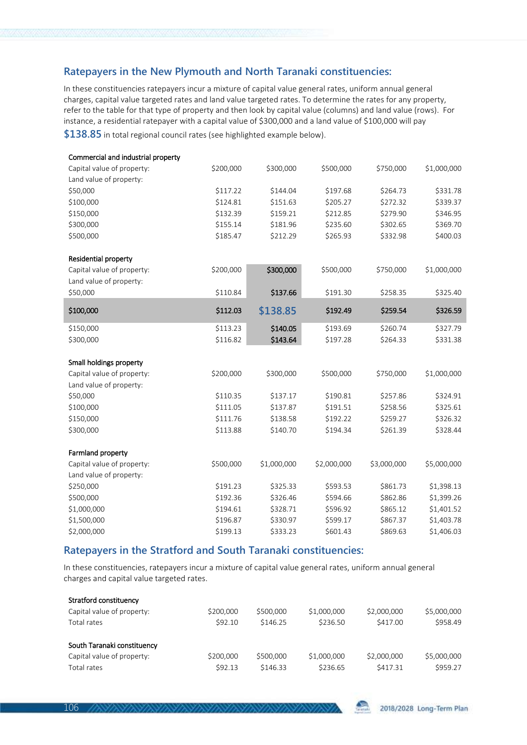## Ratepayers in the New Plymouth and North Taranaki constituencies:

In these constituencies ratepayers incur a mixture of capital value general rates, uniform annual general charges, capital value targeted rates and land value targeted rates. To determine the rates for any property, refer to the table for that type of property and then look by capital value (columns) and land value (rows). For instance, a residential ratepayer with a capital value of $300,000 and a land value of $100,000 will pay **$138.85** in total regional council rates (see highlighted example below).

**Commercial and industrial property**

| Capital value of property: | $200,000 | $300,000 | $500,000 | $750,000 | $1,000,000 |
|---|---|---|---|---|---|
| Land value of property: | | | | | |
| $50,000 | $117.22 | $144.04 | $197.68 | $264.73 | $331.78 |
| $100,000 | $124.81 | $151.63 | $205.27 | $272.32 | $339.37 |
| $150,000 | $132.39 | $159.21 | $212.85 | $279.90 | $346.95 |
| $300,000 | $155.14 | $181.96 | $235.60 | $302.65 | $369.70 |
| $500,000 | $185.47 | $212.29 | $265.93 | $332.98 | $400.03 |

**Residential property**

| Capital value of property: | $200,000 | **$300,000** | $500,000 | $750,000 | $1,000,000 |
|---|---|---|---|---|---|
| Land value of property: | | | | | |
| $50,000 | $110.84 | **$137.66** | $191.30 | $258.35 | $325.40 |
| **$100,000** | **$112.03** | **$138.85** | **$192.49** | **$259.54** | **$326.59** |
| $150,000 | $113.23 | **$140.05** | $193.69 | $260.74 | $327.79 |
| $300,000 | $116.82 | **$143.64** | $197.28 | $264.33 | $331.38 |

**Small holdings property**

| Capital value of property: | $200,000 | $300,000 | $500,000 | $750,000 | $1,000,000 |
|---|---|---|---|---|---|
| Land value of property: | | | | | |
| $50,000 | $110.35 | $137.17 | $190.81 | $257.86 | $324.91 |
| $100,000 | $111.05 | $137.87 | $191.51 | $258.56 | $325.61 |
| $150,000 | $111.76 | $138.58 | $192.22 | $259.27 | $326.32 |
| $300,000 | $113.88 | $140.70 | $194.34 | $261.39 | $328.44 |

**Farmland property**

| Capital value of property: | $500,000 | $1,000,000 | $2,000,000 | $3,000,000 | $5,000,000 |
|---|---|---|---|---|---|
| Land value of property: | | | | | |
| $250,000 | $191.23 | $325.33 | $593.53 | $861.73 | $1,398.13 |
| $500,000 | $192.36 | $326.46 | $594.66 | $862.86 | $1,399.26 |
| $1,000,000 | $194.61 | $328.71 | $596.92 | $865.12 | $1,401.52 |
| $1,500,000 | $196.87 | $330.97 | $599.17 | $867.37 | $1,403.78 |
| $2,000,000 | $199.13 | $333.23 | $601.43 | $869.63 | $1,406.03 |

## Ratepayers in the Stratford and South Taranaki constituencies:

In these constituencies, ratepayers incur a mixture of capital value general rates, uniform annual general charges and capital value targeted rates.

**Stratford constituency**

| Capital value of property: | $200,000 | $500,000 | $1,000,000 | $2,000,000 | $5,000,000 |
|---|---|---|---|---|---|
| Total rates | $92.10 | $146.25 | $236.50 | $417.00 | $958.49 |

**South Taranaki constituency**

| Capital value of property: | $200,000 | $500,000 | $1,000,000 | $2,000,000 | $5,000,000 |
|---|---|---|---|---|---|
| Total rates | $92.13 | $146.33 | $236.65 | $417.31 | $959.27 |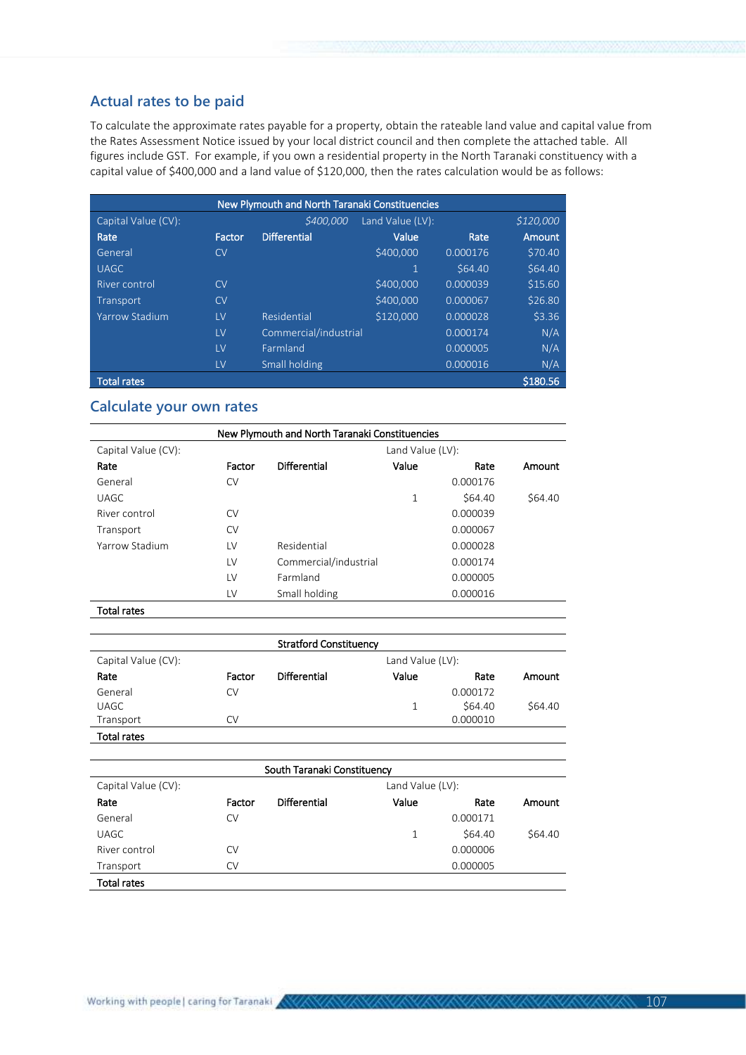## Actual rates to be paid

To calculate the approximate rates payable for a property, obtain the rateable land value and capital value from the Rates Assessment Notice issued by your local district council and then complete the attached table. All figures include GST. For example, if you own a residential property in the North Taranaki constituency with a capital value of $400,000 and a land value of $120,000, then the rates calculation would be as follows:

| New Plymouth and North Taranaki Constituencies | | | | | |
|---|---|---|---|---|---|
| Capital Value (CV): | | *$400,000* | Land Value (LV): | | *$120,000* |
| **Rate** | **Factor** | **Differential** | **Value** | **Rate** | **Amount** |
| General | CV | | $400,000 | 0.000176 | $70.40 |
| UAGC | | | 1 | $64.40 | $64.40 |
| River control | CV | | $400,000 | 0.000039 | $15.60 |
| Transport | CV | | $400,000 | 0.000067 | $26.80 |
| Yarrow Stadium | LV | Residential | $120,000 | 0.000028 | $3.36 |
| | LV | Commercial/industrial | | 0.000174 | N/A |
| | LV | Farmland | | 0.000005 | N/A |
| | LV | Small holding | | 0.000016 | N/A |
| **Total rates** | | | | | **$180.56** |

## Calculate your own rates

| New Plymouth and North Taranaki Constituencies | | | | | |
|---|---|---|---|---|---|
| Capital Value (CV): | | | Land Value (LV): | | |
| **Rate** | **Factor** | **Differential** | **Value** | **Rate** | **Amount** |
| General | CV | | | 0.000176 | |
| UAGC | | | 1 | $64.40 | $64.40 |
| River control | CV | | | 0.000039 | |
| Transport | CV | | | 0.000067 | |
| Yarrow Stadium | LV | Residential | | 0.000028 | |
| | LV | Commercial/industrial | | 0.000174 | |
| | LV | Farmland | | 0.000005 | |
| | LV | Small holding | | 0.000016 | |
| **Total rates** | | | | | |

| Stratford Constituency | | | | | |
|---|---|---|---|---|---|
| Capital Value (CV): | | | Land Value (LV): | | |
| **Rate** | **Factor** | **Differential** | **Value** | **Rate** | **Amount** |
| General | CV | | | 0.000172 | |
| UAGC | | | 1 | $64.40 | $64.40 |
| Transport | CV | | | 0.000010 | |
| **Total rates** | | | | | |

| South Taranaki Constituency | | | | | |
|---|---|---|---|---|---|
| Capital Value (CV): | | | Land Value (LV): | | |
| **Rate** | **Factor** | **Differential** | **Value** | **Rate** | **Amount** |
| General | CV | | | 0.000171 | |
| UAGC | | | 1 | $64.40 | $64.40 |
| River control | CV | | | 0.000006 | |
| Transport | CV | | | 0.000005 | |
| **Total rates** | | | | | |